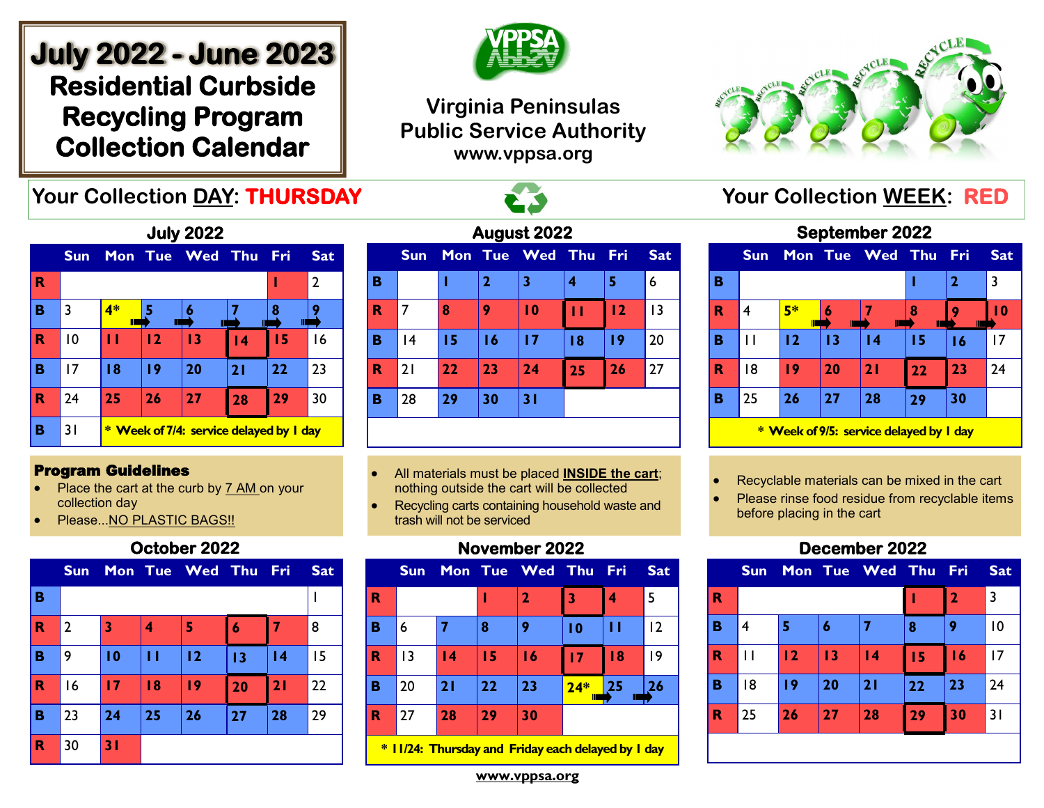# July 2022 - June 2023 Residential Curbside Recycling Program Collection Calendar

**Virginia Peninsulas Public Service Authority**
**www.vppsa.org**

Your Collection DAY: **THURSDAY**

Your Collection WEEK: **RED**

### July 2022

| | Sun | Mon | Tue | Wed | Thu | Fri | Sat |
|---|---|---|---|---|---|---|---|
| R | | | | | | 1 | 2 |
| B | 3 | 4* | 5 | 6 | 7 | 8 | 9 |
| R | 10 | 11 | 12 | 13 | 14 | 15 | 16 |
| B | 17 | 18 | 19 | 20 | 21 | 22 | 23 |
| R | 24 | 25 | 26 | 27 | 28 | 29 | 30 |
| B | 31 | | | | | | |

\* Week of 7/4: service delayed by 1 day

### August 2022

| | Sun | Mon | Tue | Wed | Thu | Fri | Sat |
|---|---|---|---|---|---|---|---|
| B | | 1 | 2 | 3 | 4 | 5 | 6 |
| R | 7 | 8 | 9 | 10 | 11 | 12 | 13 |
| B | 14 | 15 | 16 | 17 | 18 | 19 | 20 |
| R | 21 | 22 | 23 | 24 | 25 | 26 | 27 |
| B | 28 | 29 | 30 | 31 | | | |

### September 2022

| | Sun | Mon | Tue | Wed | Thu | Fri | Sat |
|---|---|---|---|---|---|---|---|
| B | | | | | 1 | 2 | 3 |
| R | 4 | 5* | 6 | 7 | 8 | 9 | 10 |
| B | 11 | 12 | 13 | 14 | 15 | 16 | 17 |
| R | 18 | 19 | 20 | 21 | 22 | 23 | 24 |
| B | 25 | 26 | 27 | 28 | 29 | 30 | |

\* Week of 9/5: service delayed by 1 day

### Program Guidelines

- Place the cart at the curb by 7 AM on your collection day
- Please...NO PLASTIC BAGS!!
- All materials must be placed **INSIDE the cart**; nothing outside the cart will be collected
- Recycling carts containing household waste and trash will not be serviced
- Recyclable materials can be mixed in the cart
- Please rinse food residue from recyclable items before placing in the cart

### October 2022

| | Sun | Mon | Tue | Wed | Thu | Fri | Sat |
|---|---|---|---|---|---|---|---|
| B | | | | | | | 1 |
| R | 2 | 3 | 4 | 5 | 6 | 7 | 8 |
| B | 9 | 10 | 11 | 12 | 13 | 14 | 15 |
| R | 16 | 17 | 18 | 19 | 20 | 21 | 22 |
| B | 23 | 24 | 25 | 26 | 27 | 28 | 29 |
| R | 30 | 31 | | | | | |

### November 2022

| | Sun | Mon | Tue | Wed | Thu | Fri | Sat |
|---|---|---|---|---|---|---|---|
| R | | | 1 | 2 | 3 | 4 | 5 |
| B | 6 | 7 | 8 | 9 | 10 | 11 | 12 |
| R | 13 | 14 | 15 | 16 | 17 | 18 | 19 |
| B | 20 | 21 | 22 | 23 | 24* | 25 | 26 |
| R | 27 | 28 | 29 | 30 | | | |

\* 11/24: Thursday and Friday each delayed by 1 day

### December 2022

| | Sun | Mon | Tue | Wed | Thu | Fri | Sat |
|---|---|---|---|---|---|---|---|
| R | | | | | 1 | 2 | 3 |
| B | 4 | 5 | 6 | 7 | 8 | 9 | 10 |
| R | 11 | 12 | 13 | 14 | 15 | 16 | 17 |
| B | 18 | 19 | 20 | 21 | 22 | 23 | 24 |
| R | 25 | 26 | 27 | 28 | 29 | 30 | 31 |

www.vppsa.org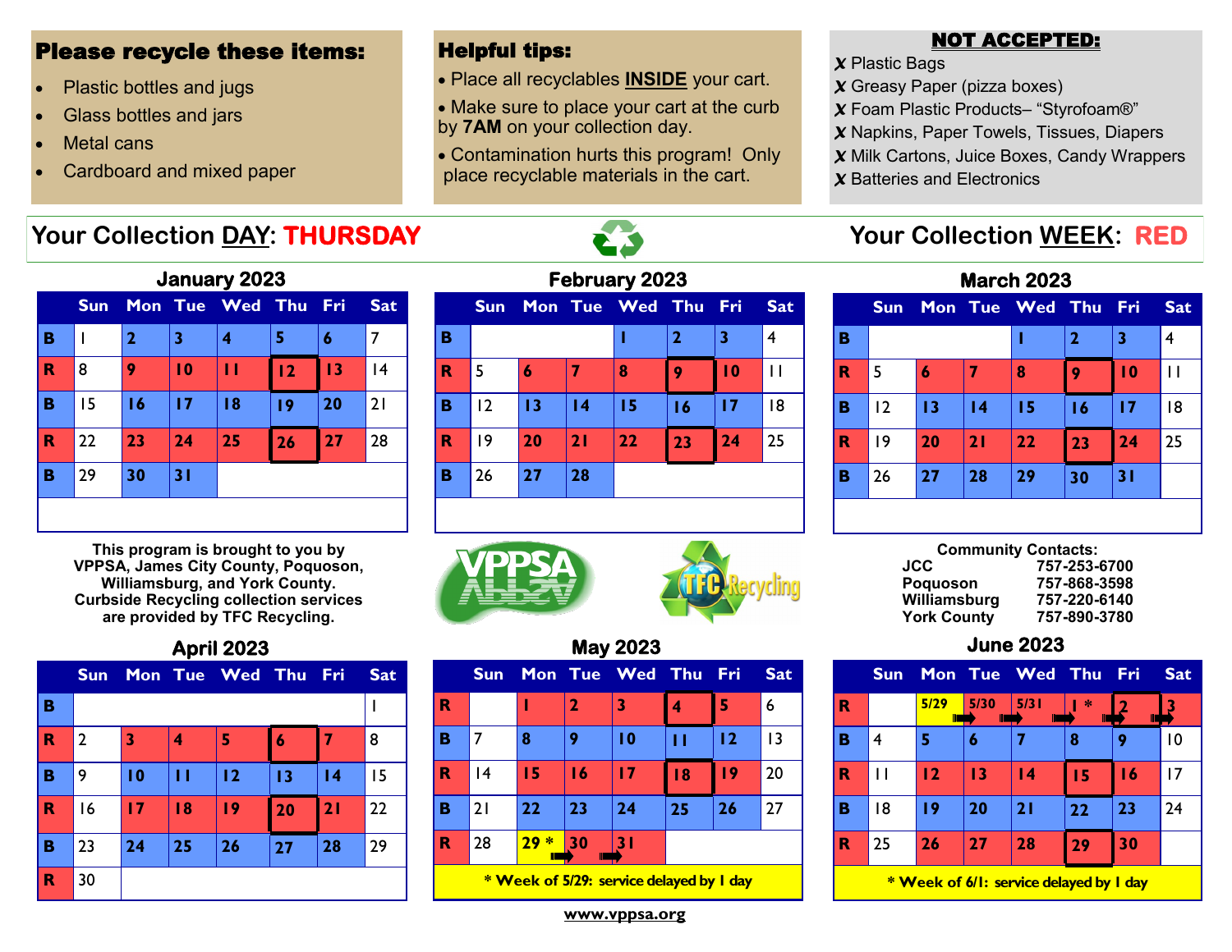## Please recycle these items:

- Plastic bottles and jugs
- Glass bottles and jars
- Metal cans
- Cardboard and mixed paper

## Helpful tips:

- Place all recyclables **INSIDE** your cart.
- Make sure to place your cart at the curb by **7AM** on your collection day.
- Contamination hurts this program! Only place recyclable materials in the cart.

## NOT ACCEPTED:

- ✗ Plastic Bags
- ✗ Greasy Paper (pizza boxes)
- ✗ Foam Plastic Products– "Styrofoam®"
- ✗ Napkins, Paper Towels, Tissues, Diapers
- ✗ Milk Cartons, Juice Boxes, Candy Wrappers
- ✗ Batteries and Electronics

## Your Collection DAY: THURSDAY

## Your Collection WEEK: RED

### January 2023

| | Sun | Mon | Tue | Wed | Thu | Fri | Sat |
|---|---|---|---|---|---|---|---|
| B | 1 | 2 | 3 | 4 | 5 | 6 | 7 |
| R | 8 | 9 | 10 | 11 | 12 | 13 | 14 |
| B | 15 | 16 | 17 | 18 | 19 | 20 | 21 |
| R | 22 | 23 | 24 | 25 | 26 | 27 | 28 |
| B | 29 | 30 | 31 | | | | |

### February 2023

| | Sun | Mon | Tue | Wed | Thu | Fri | Sat |
|---|---|---|---|---|---|---|---|
| B | | | | 1 | 2 | 3 | 4 |
| R | 5 | 6 | 7 | 8 | 9 | 10 | 11 |
| B | 12 | 13 | 14 | 15 | 16 | 17 | 18 |
| R | 19 | 20 | 21 | 22 | 23 | 24 | 25 |
| B | 26 | 27 | 28 | | | | |

### March 2023

| | Sun | Mon | Tue | Wed | Thu | Fri | Sat |
|---|---|---|---|---|---|---|---|
| B | | | | 1 | 2 | 3 | 4 |
| R | 5 | 6 | 7 | 8 | 9 | 10 | 11 |
| B | 12 | 13 | 14 | 15 | 16 | 17 | 18 |
| R | 19 | 20 | 21 | 22 | 23 | 24 | 25 |
| B | 26 | 27 | 28 | 29 | 30 | 31 | |

This program is brought to you by VPPSA, James City County, Poquoson, Williamsburg, and York County. Curbside Recycling collection services are provided by TFC Recycling.

**Community Contacts:**

| | |
|---|---|
| JCC | 757-253-6700 |
| Poquoson | 757-868-3598 |
| Williamsburg | 757-220-6140 |
| York County | 757-890-3780 |

### April 2023

| | Sun | Mon | Tue | Wed | Thu | Fri | Sat |
|---|---|---|---|---|---|---|---|
| B | | | | | | | 1 |
| R | 2 | 3 | 4 | 5 | 6 | 7 | 8 |
| B | 9 | 10 | 11 | 12 | 13 | 14 | 15 |
| R | 16 | 17 | 18 | 19 | 20 | 21 | 22 |
| B | 23 | 24 | 25 | 26 | 27 | 28 | 29 |
| R | 30 | | | | | | |

### May 2023

| | Sun | Mon | Tue | Wed | Thu | Fri | Sat |
|---|---|---|---|---|---|---|---|
| R | | 1 | 2 | 3 | 4 | 5 | 6 |
| B | 7 | 8 | 9 | 10 | 11 | 12 | 13 |
| R | 14 | 15 | 16 | 17 | 18 | 19 | 20 |
| B | 21 | 22 | 23 | 24 | 25 | 26 | 27 |
| R | 28 | 29 * | 30 | 31 | | | |

\* Week of 5/29: service delayed by 1 day

### June 2023

| | Sun | Mon | Tue | Wed | Thu | Fri | Sat |
|---|---|---|---|---|---|---|---|
| R | | 5/29 | 5/30 | 5/31 | 1 * | 2 | 3 |
| B | 4 | 5 | 6 | 7 | 8 | 9 | 10 |
| R | 11 | 12 | 13 | 14 | 15 | 16 | 17 |
| B | 18 | 19 | 20 | 21 | 22 | 23 | 24 |
| R | 25 | 26 | 27 | 28 | 29 | 30 | |

\* Week of 6/1: service delayed by 1 day

www.vppsa.org